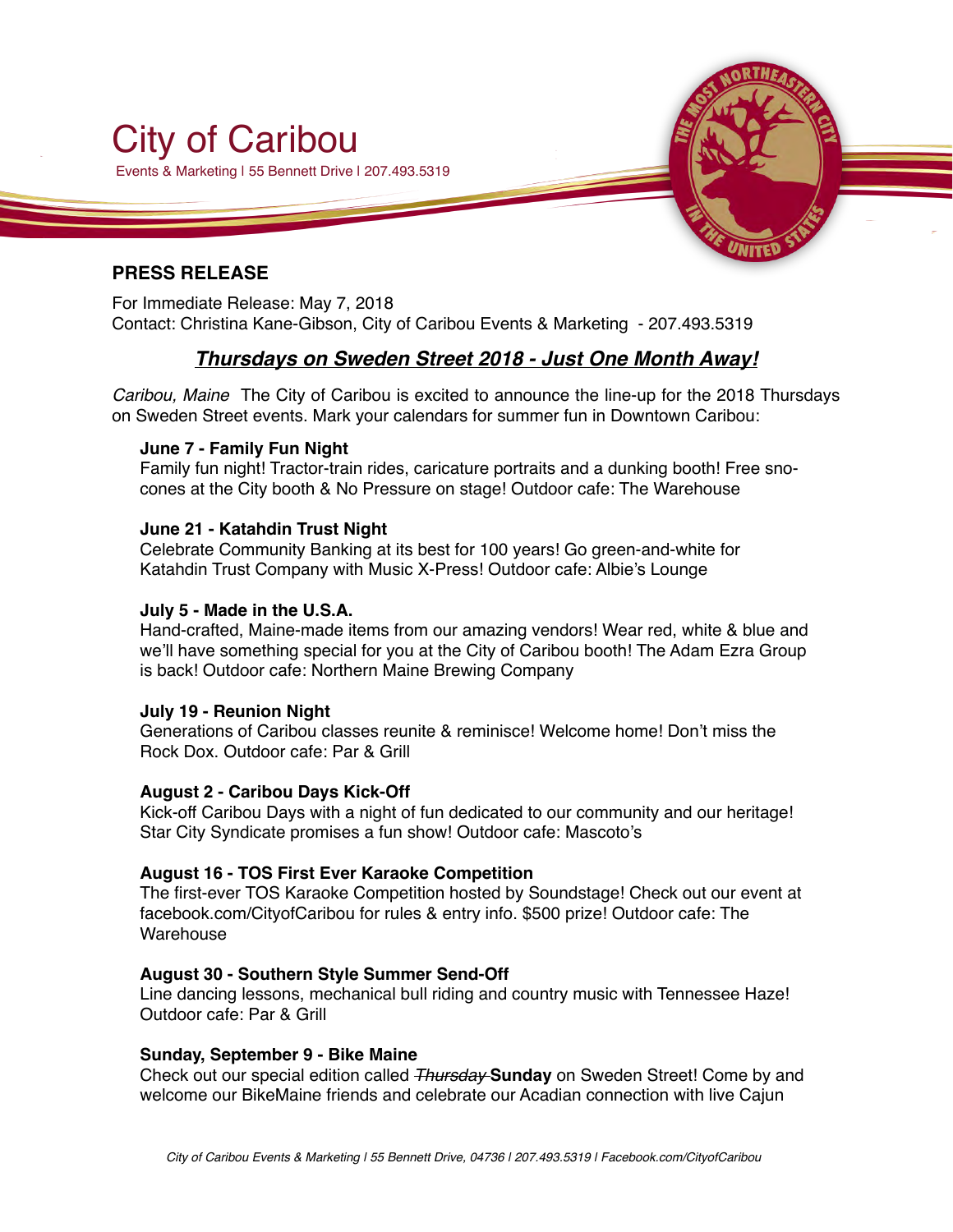# City of Caribou

Events & Marketing | 55 Bennett Drive | 207.493.5319

## PRESS RELEASE

For Immediate Release: May 7, 2018
Contact: Christina Kane-Gibson, City of Caribou Events & Marketing - 207.493.5319

### ***Thursdays on Sweden Street 2018 - Just One Month Away!***

*Caribou, Maine* The City of Caribou is excited to announce the line-up for the 2018 Thursdays on Sweden Street events. Mark your calendars for summer fun in Downtown Caribou:

**June 7 - Family Fun Night**
Family fun night! Tractor-train rides, caricature portraits and a dunking booth! Free sno-cones at the City booth & No Pressure on stage! Outdoor cafe: The Warehouse

**June 21 - Katahdin Trust Night**
Celebrate Community Banking at its best for 100 years! Go green-and-white for Katahdin Trust Company with Music X-Press! Outdoor cafe: Albie's Lounge

**July 5 - Made in the U.S.A.**
Hand-crafted, Maine-made items from our amazing vendors! Wear red, white & blue and we'll have something special for you at the City of Caribou booth! The Adam Ezra Group is back! Outdoor cafe: Northern Maine Brewing Company

**July 19 - Reunion Night**
Generations of Caribou classes reunite & reminisce! Welcome home! Don't miss the Rock Dox. Outdoor cafe: Par & Grill

**August 2 - Caribou Days Kick-Off**
Kick-off Caribou Days with a night of fun dedicated to our community and our heritage! Star City Syndicate promises a fun show! Outdoor cafe: Mascoto's

**August 16 - TOS First Ever Karaoke Competition**
The first-ever TOS Karaoke Competition hosted by Soundstage! Check out our event at facebook.com/CityofCaribou for rules & entry info. $500 prize! Outdoor cafe: The Warehouse

**August 30 - Southern Style Summer Send-Off**
Line dancing lessons, mechanical bull riding and country music with Tennessee Haze! Outdoor cafe: Par & Grill

**Sunday, September 9 - Bike Maine**
Check out our special edition called ~~*Thursday*~~ **Sunday** on Sweden Street! Come by and welcome our BikeMaine friends and celebrate our Acadian connection with live Cajun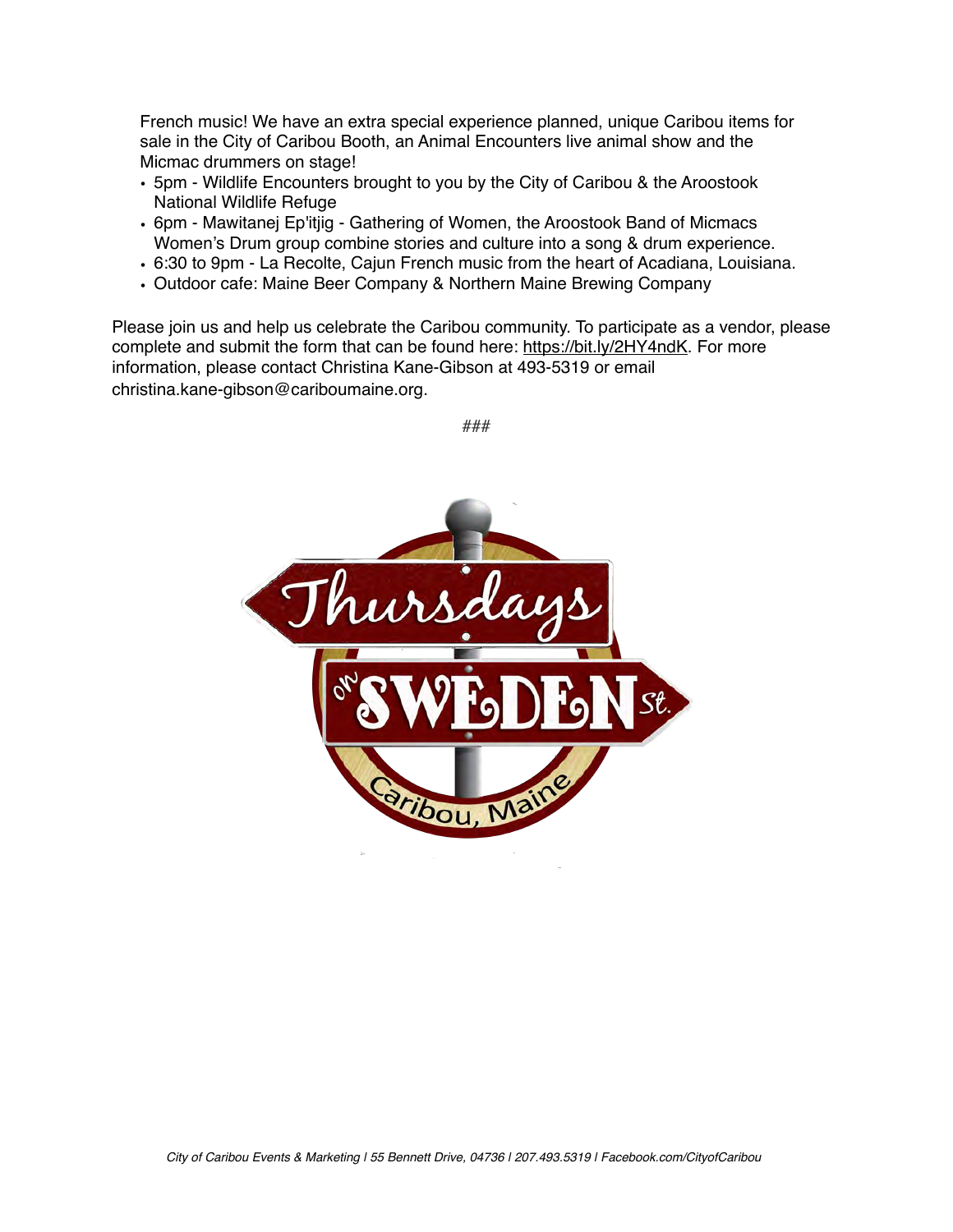French music! We have an extra special experience planned, unique Caribou items for sale in the City of Caribou Booth, an Animal Encounters live animal show and the Micmac drummers on stage!

- 5pm - Wildlife Encounters brought to you by the City of Caribou & the Aroostook National Wildlife Refuge
- 6pm - Mawitanej Ep'itjig - Gathering of Women, the Aroostook Band of Micmacs Women's Drum group combine stories and culture into a song & drum experience.
- 6:30 to 9pm - La Recolte, Cajun French music from the heart of Acadiana, Louisiana.
- Outdoor cafe: Maine Beer Company & Northern Maine Brewing Company

Please join us and help us celebrate the Caribou community. To participate as a vendor, please complete and submit the form that can be found here: https://bit.ly/2HY4ndK. For more information, please contact Christina Kane-Gibson at 493-5319 or email christina.kane-gibson@cariboumaine.org.

###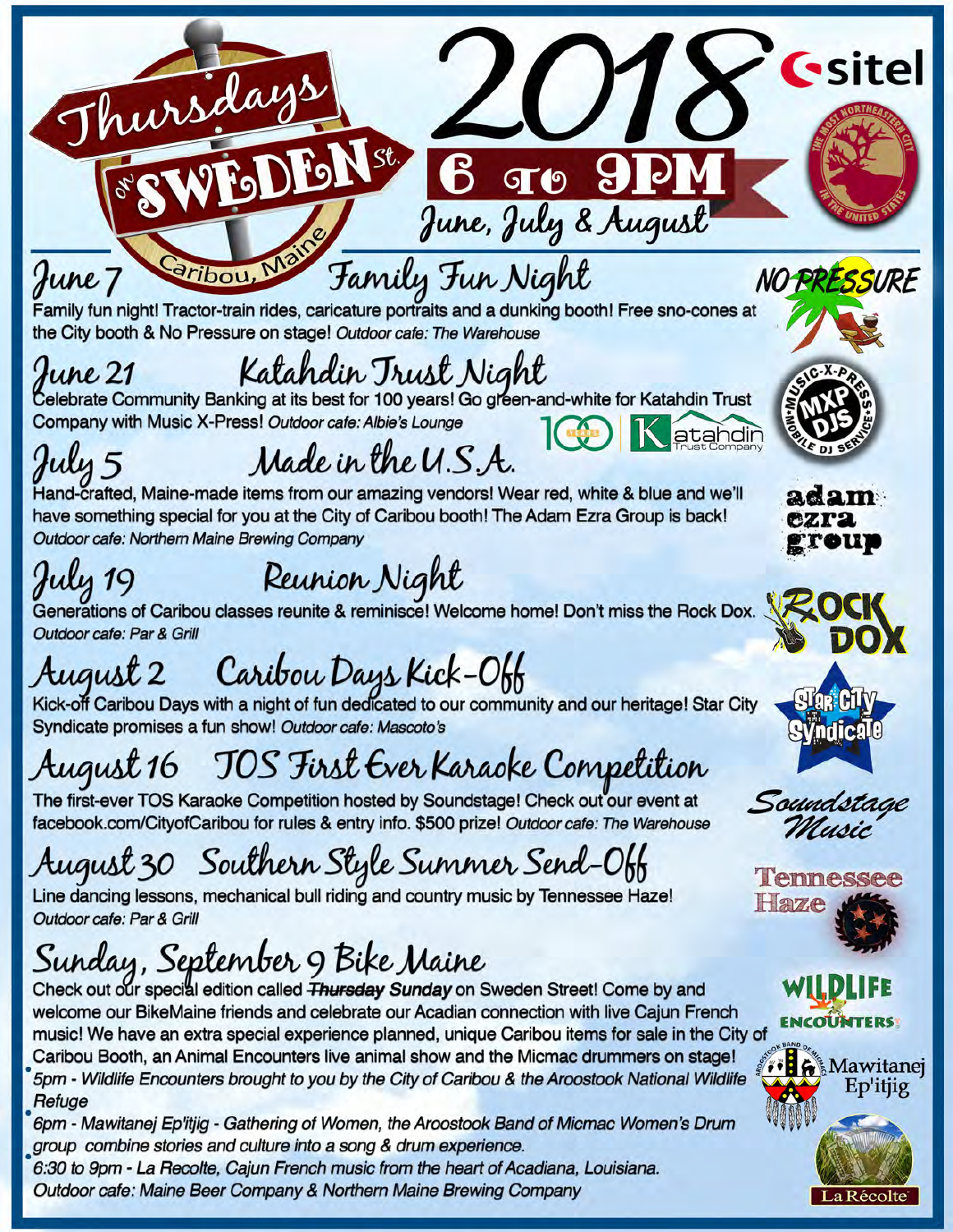# Thursdays on SWEDEN St. — Caribou, Maine

# 2018

## 6 to 9PM

## June, July & August

sitel

THE MOST NORTHEASTERN CITY IN THE UNITED STATES

## June 7 — Family Fun Night

Family fun night! Tractor-train rides, caricature portraits and a dunking booth! Free sno-cones at the City booth & No Pressure on stage! *Outdoor cafe: The Warehouse*

NO PRESSURE

## June 21 — Katahdin Trust Night

Celebrate Community Banking at its best for 100 years! Go green-and-white for Katahdin Trust Company with Music X-Press! *Outdoor cafe: Albie's Lounge*

100 YEARS | Katahdin Trust Company

MUSIC-X-PRESS • MXP DJS • MOBILE DJ SERVICE

## July 5 — Made in the U.S.A.

Hand-crafted, Maine-made items from our amazing vendors! Wear red, white & blue and we'll have something special for you at the City of Caribou booth! The Adam Ezra Group is back! *Outdoor cafe: Northern Maine Brewing Company*

adam ezra group

## July 19 — Reunion Night

Generations of Caribou classes reunite & reminisce! Welcome home! Don't miss the Rock Dox. *Outdoor cafe: Par & Grill*

ROCK DOX

## August 2 — Caribou Days Kick-Off

Kick-off Caribou Days with a night of fun dedicated to our community and our heritage! Star City Syndicate promises a fun show! *Outdoor cafe: Mascoto's*

Star City Syndicate

## August 16 — TOS First Ever Karaoke Competition

The first-ever TOS Karaoke Competition hosted by Soundstage! Check out our event at facebook.com/CityofCaribou for rules & entry info. $500 prize! *Outdoor cafe: The Warehouse*

Soundstage Music

## August 30 — Southern Style Summer Send-Off

Line dancing lessons, mechanical bull riding and country music by Tennessee Haze! *Outdoor cafe: Par & Grill*

Tennessee Haze

## Sunday, September 9 Bike Maine

Check out our special edition called ~~***Thursday***~~ ***Sunday*** on Sweden Street! Come by and welcome our BikeMaine friends and celebrate our Acadian connection with live Cajun French music! We have an extra special experience planned, unique Caribou items for sale in the City of Caribou Booth, an Animal Encounters live animal show and the Micmac drummers on stage!

- *5pm - Wildlife Encounters brought to you by the City of Caribou & the Aroostook National Wildlife Refuge*
- *6pm - Mawitanej Ep'itjig - Gathering of Women, the Aroostook Band of Micmac Women's Drum group combine stories and culture into a song & drum experience.*
- *6:30 to 9pm - La Recolte, Cajun French music from the heart of Acadiana, Louisiana.*

*Outdoor cafe: Maine Beer Company & Northern Maine Brewing Company*

WILDLIFE ENCOUNTERS

Aroostook Band of Micmacs — Mawitanej Ep'itjig

La Récolte